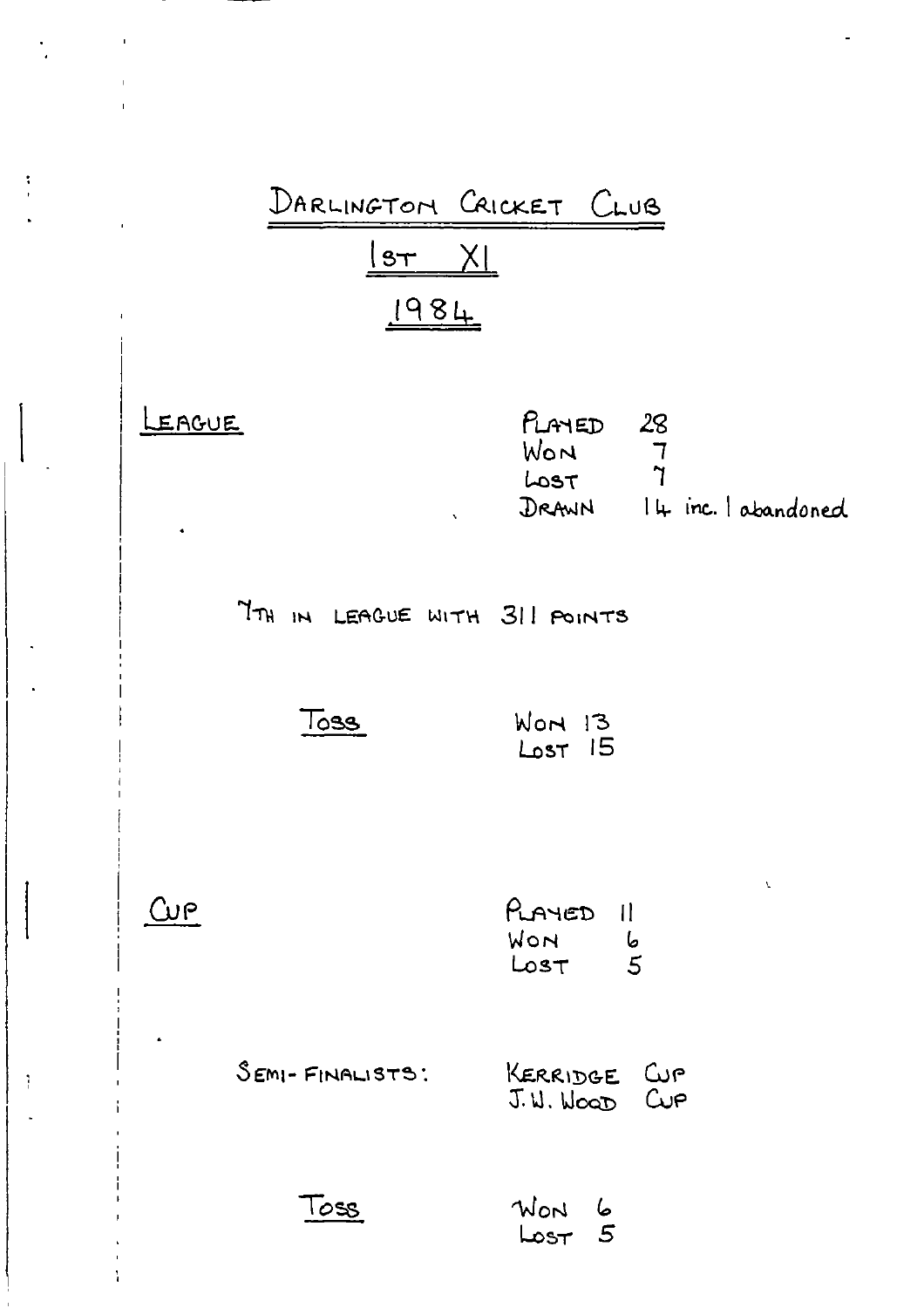# DARLINGTON CRICKET CLUB

## 1ST XI

## 1984

### LEAGUE

PLAYED 28
WON 7
LOST 7
DRAWN 14 inc. 1 abandoned

7TH IN LEAGUE WITH 311 POINTS

TOSS

WON 13
LOST 15

### CUP

PLAYED 11
WON 6
LOST 5

SEMI-FINALISTS: KERRIDGE CUP
J.W. WOOD CUP

TOSS

WON 6
LOST 5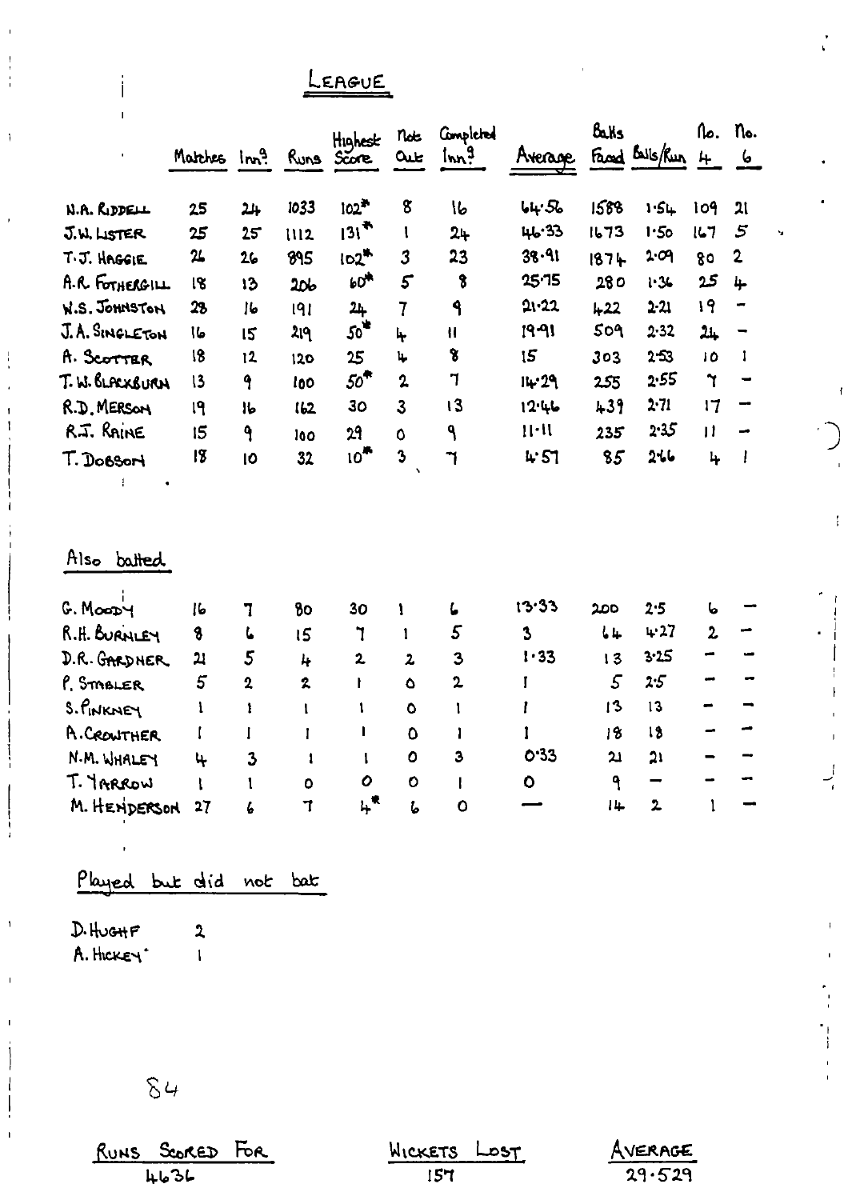# LEAGUE

| | Matches | Inn.s | Runs | Highest Score | Not Out | Completed Inn.s | Average | Balls Faced | Balls/Run | No. 4 | No. 6 |
|---|---|---|---|---|---|---|---|---|---|---|---|
| N.A. RIDDELL | 25 | 24 | 1033 | 102* | 8 | 16 | 64·56 | 1588 | 1·54 | 109 | 21 |
| J.W. LISTER | 25 | 25 | 1112 | 131* | 1 | 24 | 46·33 | 1673 | 1·50 | 167 | 5 |
| T.J. HAGGIE | 26 | 26 | 895 | 102* | 3 | 23 | 38·91 | 1874 | 2·09 | 80 | 2 |
| A.R. FOTHERGILL | 18 | 13 | 206 | 60* | 5 | 8 | 25·75 | 280 | 1·36 | 25 | 4 |
| W.S. JOHNSTON | 28 | 16 | 191 | 24 | 7 | 9 | 21·22 | 422 | 2·21 | 19 | – |
| J.A. SINGLETON | 16 | 15 | 219 | 50* | 4 | 11 | 19·91 | 509 | 2·32 | 24 | – |
| A. SCOTTER | 18 | 12 | 120 | 25 | 4 | 8 | 15 | 303 | 2·53 | 10 | 1 |
| T.W. BLACKBURN | 13 | 9 | 100 | 50* | 2 | 7 | 14·29 | 255 | 2·55 | 7 | – |
| R.D. MERSON | 19 | 16 | 162 | 30 | 3 | 13 | 12·46 | 439 | 2·71 | 17 | – |
| R.J. RAINE | 15 | 9 | 100 | 29 | 0 | 9 | 11·11 | 235 | 2·35 | 11 | – |
| T. DOBSON | 18 | 10 | 32 | 10* | 3 | 7 | 4·57 | 85 | 2·66 | 4 | 1 |

## Also batted

| | Matches | Inn.s | Runs | Highest Score | Not Out | Completed Inn.s | Average | Balls Faced | Balls/Run | No. 4 | No. 6 |
|---|---|---|---|---|---|---|---|---|---|---|---|
| G. MOODY | 16 | 7 | 80 | 30 | 1 | 6 | 13·33 | 200 | 2·5 | 6 | – |
| R.H. BURNLEY | 8 | 6 | 15 | 7 | 1 | 5 | 3 | 64 | 4·27 | 2 | – |
| D.R. GARDNER | 21 | 5 | 4 | 2 | 2 | 3 | 1·33 | 13 | 3·25 | – | – |
| P. STABLER | 5 | 2 | 2 | 1 | 0 | 2 | 1 | 5 | 2·5 | – | – |
| S. PINKNEY | 1 | 1 | 1 | 1 | 0 | 1 | 1 | 13 | 13 | – | – |
| A. CROWTHER | 1 | 1 | 1 | 1 | 0 | 1 | 1 | 18 | 18 | – | – |
| N.M. WHALEY | 4 | 3 | 1 | 1 | 0 | 3 | 0·33 | 21 | 21 | – | – |
| T. YARROW | 1 | 1 | 0 | 0 | 0 | 1 | 0 | 9 | – | – | – |
| M. HENDERSON | 27 | 6 | 7 | 4* | 6 | 0 | — | 14 | 2 | 1 | – |

## Played but did not bat

D. HUGHF 2
A. HICKEY 1

84

| RUNS SCORED FOR | WICKETS LOST | AVERAGE |
|---|---|---|
| 4636 | 157 | 29·529 |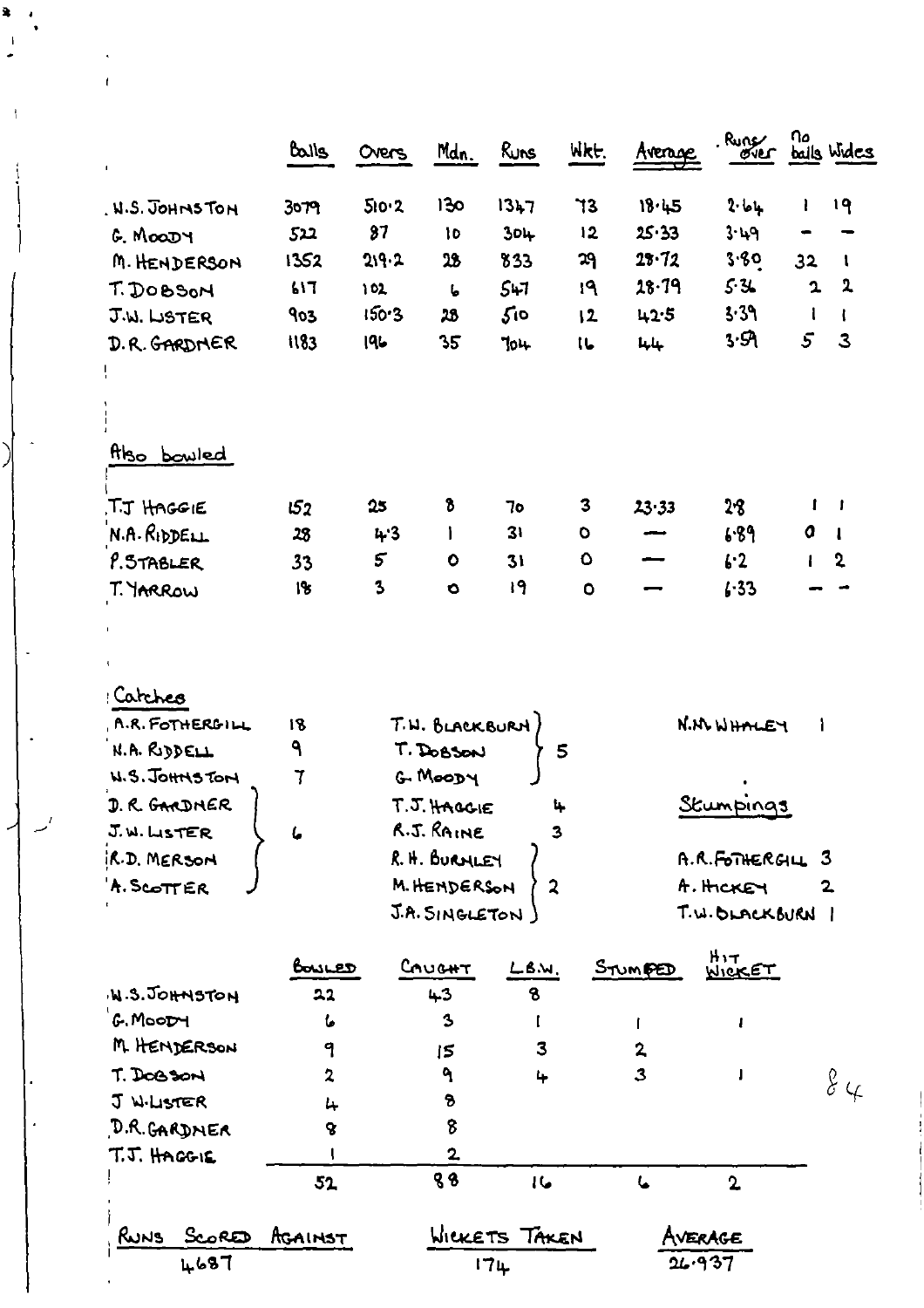| | Balls | Overs | Mdn. | Runs | Wkt. | Average | Runs/over | no balls | Wides |
|---|---|---|---|---|---|---|---|---|---|
| W.S. JOHNSTON | 3079 | 510·2 | 130 | 1347 | 73 | 18·45 | 2·64 | 1 | 19 |
| G. MOODY | 522 | 87 | 10 | 304 | 12 | 25·33 | 3·49 | – | – |
| M. HENDERSON | 1352 | 219·2 | 28 | 833 | 29 | 28·72 | 3·80 | 32 | 1 |
| T. DOBSON | 617 | 102 | 6 | 547 | 19 | 28·79 | 5·36 | 2 | 2 |
| J.W. LISTER | 903 | 150·3 | 28 | 510 | 12 | 42·5 | 3·39 | 1 | 1 |
| D.R. GARDNER | 1183 | 196 | 35 | 704 | 16 | 44 | 3·59 | 5 | 3 |

## Also bowled

| | Balls | Overs | Mdn. | Runs | Wkt. | Average | Runs/over | no balls | Wides |
|---|---|---|---|---|---|---|---|---|---|
| T.J HAGGIE | 152 | 25 | 8 | 70 | 3 | 23·33 | 2·8 | 1 | 1 |
| N.A. RIDDELL | 28 | 4·3 | 1 | 31 | 0 | — | 6·89 | 0 | 1 |
| P. STABLER | 33 | 5 | 0 | 31 | 0 | — | 6·2 | 1 | 2 |
| T. YARROW | 18 | 3 | 0 | 19 | 0 | — | 6·33 | – | – |

## Catches

| Player | Catches |
|---|---|
| A.R. FOTHERGILL | 18 |
| N.A. RIDDELL | 9 |
| W.S. JOHNSTON | 7 |
| D.R. GARDNER, J.W. LISTER, R.D. MERSON, A. SCOTTER | 6 |
| T.W. BLACKBURN, T. DOBSON, G. MOODY | 5 |
| T.J. HAGGIE | 4 |
| R.J. RAINE | 3 |
| R.H. BURNLEY, M. HENDERSON, J.A. SINGLETON | 2 |
| N.M. WHALEY | 1 |

## Stumpings

| Player | Stumpings |
|---|---|
| A.R. FOTHERGILL | 3 |
| A. HICKEY | 2 |
| T.W. BLACKBURN | 1 |

| | BOWLED | CAUGHT | L.B.W. | STUMPED | HIT WICKET |
|---|---|---|---|---|---|
| W.S. JOHNSTON | 22 | 43 | 8 | | |
| G. MOODY | 6 | 3 | 1 | 1 | 1 |
| M. HENDERSON | 9 | 15 | 3 | 2 | |
| T. DOBSON | 2 | 9 | 4 | 3 | 1 |
| J W. LISTER | 4 | 8 | | | |
| D.R. GARDNER | 8 | 8 | | | |
| T.J. HAGGIE | 1 | 2 | | | |
| | 52 | 88 | 16 | 6 | 2 |

| RUNS SCORED AGAINST | WICKETS TAKEN | AVERAGE |
|---|---|---|
| 4687 | 174 | 26·937 |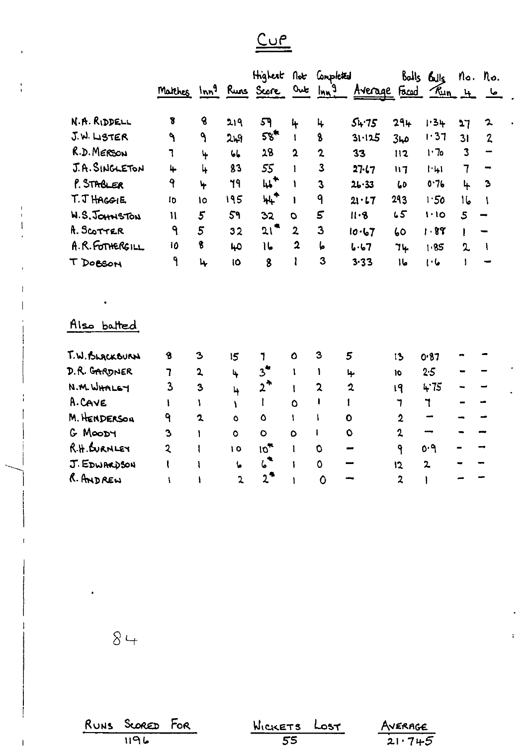# Cup

| | Matches | Inn^g | Runs | Highest Score | Not Out | Completed Inn^g | Average | Balls Faced | Balls/Run | No. 4 | No. 6 |
|---|---|---|---|---|---|---|---|---|---|---|---|
| N.A. RIDDELL | 8 | 8 | 219 | 59 | 4 | 4 | 54.75 | 294 | 1.34 | 27 | 2 |
| J.W. LISTER | 9 | 9 | 249 | 58* | 1 | 8 | 31.125 | 340 | 1.37 | 31 | 2 |
| R.D. MERSON | 7 | 4 | 66 | 28 | 2 | 2 | 33 | 112 | 1.70 | 3 | – |
| J.A. SINGLETON | 4 | 4 | 83 | 55 | 1 | 3 | 27.67 | 117 | 1.41 | 7 | – |
| P. STABLER | 9 | 4 | 79 | 46* | 1 | 3 | 26.33 | 60 | 0.76 | 4 | 3 |
| T.J HAGGIE | 10 | 10 | 195 | 44* | 1 | 9 | 21.67 | 293 | 1.50 | 16 | 1 |
| W.S. JOHNSTON | 11 | 5 | 59 | 32 | 0 | 5 | 11.8 | 65 | 1.10 | 5 | – |
| A. SCOTTER | 9 | 5 | 32 | 21* | 2 | 3 | 10.67 | 60 | 1.88 | 1 | – |
| A.R. FOTHERGILL | 10 | 8 | 40 | 16 | 2 | 6 | 6.67 | 74 | 1.85 | 2 | 1 |
| T DOBSON | 9 | 4 | 10 | 8 | 1 | 3 | 3.33 | 16 | 1.6 | 1 | – |

## Also batted

| | Matches | Inn^g | Runs | Highest Score | Not Out | Completed Inn^g | Average | Balls Faced | Balls/Run | No. 4 | No. 6 |
|---|---|---|---|---|---|---|---|---|---|---|---|
| T.W. BLACKBURN | 8 | 3 | 15 | 7 | 0 | 3 | 5 | 13 | 0.87 | – | – |
| D.R. GARDNER | 7 | 2 | 4 | 3* | 1 | 1 | 4 | 10 | 2.5 | – | – |
| N.M. WHALEY | 3 | 3 | 4 | 2* | 1 | 2 | 2 | 19 | 4.75 | – | – |
| A. CAVE | 1 | 1 | 1 | 1 | 0 | 1 | 1 | 7 | 7 | – | – |
| M. HENDERSON | 9 | 2 | 0 | 0 | 1 | 1 | 0 | 2 | — | – | – |
| G MOODY | 3 | 1 | 0 | 0 | 0 | 1 | 0 | 2 | — | – | – |
| R.H. BURNLEY | 2 | 1 | 10 | 10* | 1 | 0 | — | 9 | 0.9 | – | – |
| J. EDWARDSON | 1 | 1 | 6 | 6* | 1 | 0 | — | 12 | 2 | – | – |
| R. ANDREW | 1 | 1 | 2 | 2* | 1 | 0 | — | 2 | 1 | – | – |

| RUNS SCORED FOR | WICKETS LOST | AVERAGE |
|---|---|---|
| 1196 | 55 | 21.745 |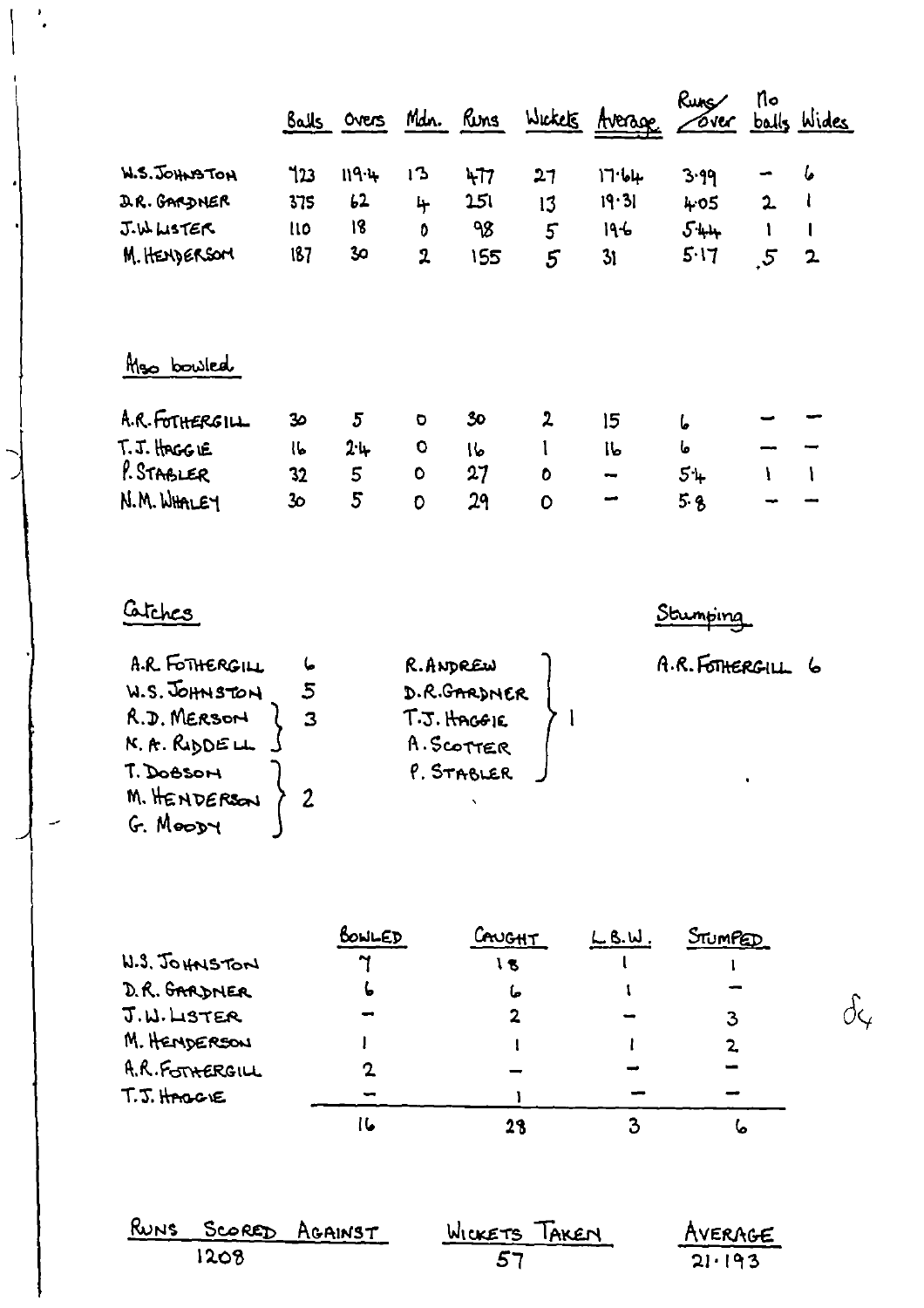| | Balls | Overs | Mdn. | Runs | Wickets | Average | Runs/over | No balls | Wides |
|---|---|---|---|---|---|---|---|---|---|
| W.S. JOHNSTON | 723 | 119·4 | 13 | 477 | 27 | 17·64 | 3·99 | – | 6 |
| D.R. GARDNER | 375 | 62 | 4 | 251 | 13 | 19·31 | 4·05 | 2 | 1 |
| J.W. LISTER | 110 | 18 | 0 | 98 | 5 | 19·6 | 5·44 | 1 | 1 |
| M. HENDERSON | 187 | 30 | 2 | 155 | 5 | 31 | 5·17 | 5 | 2 |

Also bowled

| | Balls | Overs | Mdn. | Runs | Wickets | Average | Runs/over | No balls | Wides |
|---|---|---|---|---|---|---|---|---|---|
| A.R. FOTHERGILL | 30 | 5 | 0 | 30 | 2 | 15 | 6 | – | – |
| T.J. HAGGIE | 16 | 2·4 | 0 | 16 | 1 | 16 | 6 | – | – |
| P. STABLER | 32 | 5 | 0 | 27 | 0 | – | 5·4 | 1 | 1 |
| N.M. WHALEY | 30 | 5 | 0 | 29 | 0 | – | 5·8 | – | – |

Catches

| | |
|---|---|
| A.R. FOTHERGILL | 6 |
| W.S. JOHNSTON | 5 |
| R.D. MERSON, K.A. RIDDELL | 3 |
| T. DOBSON, M. HENDERSON, G. MOODY | 2 |
| R. ANDREW, D.R. GARDNER, T.J. HAGGIE, A. SCOTTER, P. STABLER | 1 |

Stumping

A.R. FOTHERGILL 6

| | BOWLED | CAUGHT | L.B.W. | STUMPED |
|---|---|---|---|---|
| W.S. JOHNSTON | 7 | 18 | 1 | 1 |
| D.R. GARDNER | 6 | 6 | 1 | – |
| J.W. LISTER | – | 2 | – | 3 |
| M. HENDERSON | 1 | 1 | 1 | 2 |
| A.R. FOTHERGILL | 2 | – | – | – |
| T.J. HAGGIE | – | 1 | – | – |
| | 16 | 28 | 3 | 6 |

| RUNS SCORED AGAINST | WICKETS TAKEN | AVERAGE |
|---|---|---|
| 1208 | 57 | 21·193 |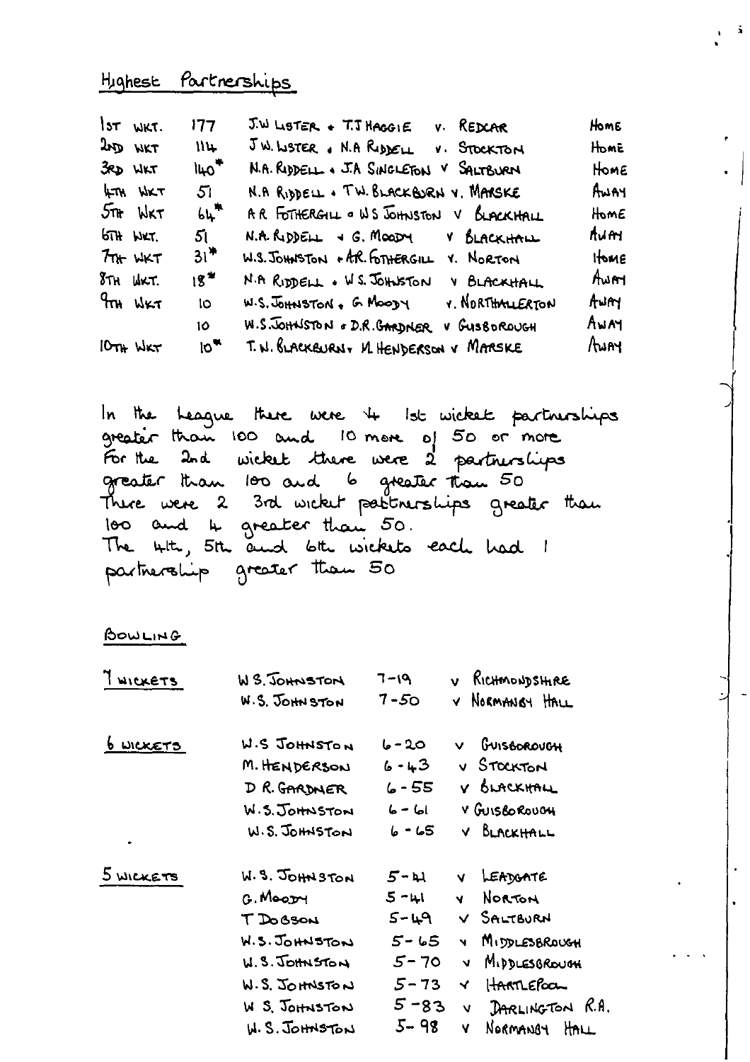## Highest Partnerships

| | | | |
|---|---|---|---|
| 1st Wkt. | 177 | J.W Lister + T.J Haggie v. Redcar | Home |
| 2nd Wkt | 114 | J.W. Lister + N.A Riddell v. Stockton | Home |
| 3rd Wkt | 140* | N.A. Riddell + J.A Singleton v Saltburn | Home |
| 4th Wkt | 51 | N.A Riddell + T.W. Blackburn v. Marske | Away |
| 5th Wkt | 64* | A.R Fothergill + W.S Johnston v Blackhall | Home |
| 6th Wkt. | 51 | N.A. Riddell + G. Moody v Blackhall | Away |
| 7th Wkt | 31* | W.S. Johnston + A.R. Fothergill v. Norton | Home |
| 8th Wkt. | 18* | N.A Riddell + W.S. Johnston v Blackhall | Away |
| 9th Wkt | 10 | W.S. Johnston + G. Moody v. Northallerton | Away |
| | 10 | W.S. Johnston + D.R. Gardner v Guisborough | Away |
| 10th Wkt | 10* | T.W. Blackburn + M. Henderson v Marske | Away |

In the League there were 4 1st wicket partnerships greater than 100 and 10 more of 50 or more. For the 2nd wicket there were 2 partnerships greater than 100 and 6 greater than 50. There were 2 3rd wicket partnerships greater than 100 and 4 greater than 50. The 4th, 5th and 6th wickets each had 1 partnership greater than 50

## Bowling

| | | | |
|---|---|---|---|
| 7 Wickets | W.S. Johnston | 7-19 | v Richmondshire |
| | W.S. Johnston | 7-50 | v Normanby Hall |
| 6 Wickets | W.S Johnston | 6-20 | v Guisborough |
| | M. Henderson | 6-43 | v Stockton |
| | D R. Gardner | 6-55 | v Blackhall |
| | W.S. Johnston | 6-61 | v Guisborough |
| | W.S. Johnston | 6-65 | v Blackhall |
| 5 Wickets | W.S. Johnston | 5-41 | v Leadgate |
| | G. Moody | 5-41 | v Norton |
| | T Dobson | 5-49 | v Saltburn |
| | W.S. Johnston | 5-65 | v Middlesbrough |
| | W.S. Johnston | 5-70 | v Middlesbrough |
| | W.S. Johnston | 5-73 | v Hartlepool |
| | W S. Johnston | 5-83 | v Darlington R.A. |
| | W.S. Johnston | 5-98 | v Normanby Hall |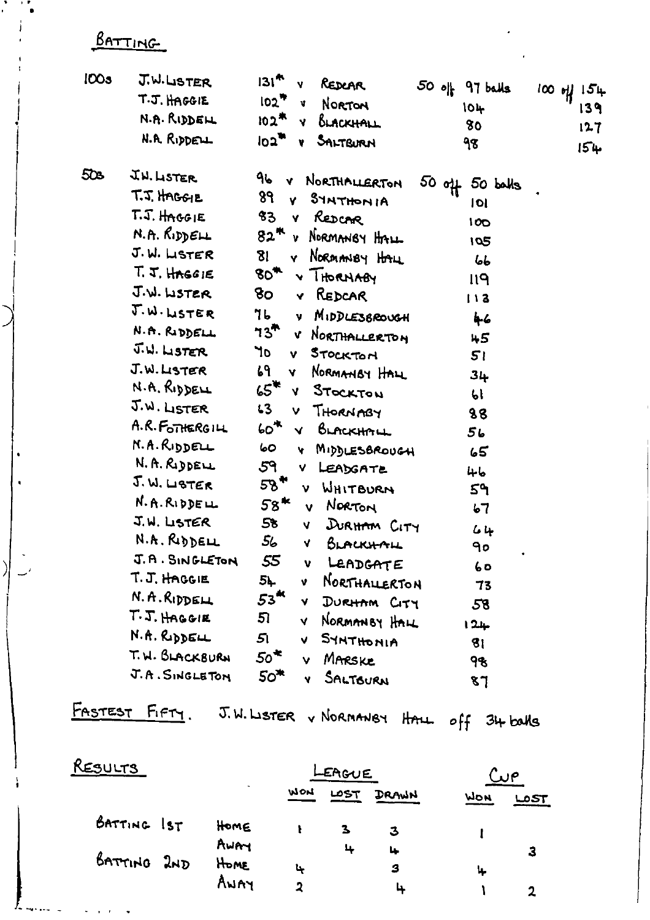## BATTING

| | | | | | |
|---|---|---|---|---|---|
| 100s | J.W. LISTER | 131* | v REDCAR | 50 off 97 balls | 100 off 154 |
| | T.J. HAGGIE | 102* | v NORTON | 104 | 139 |
| | N.A. RIDDELL | 102* | v BLACKHALL | 80 | 127 |
| | N.A. RIDDELL | 102* | v SALTBURN | 98 | 154 |
| 50s | J.W. LISTER | 96 | v NORTHALLERTON | 50 off 50 balls | |
| | T.J. HAGGIE | 89 | v SYNTHONIA | 101 | |
| | T.J. HAGGIE | 83 | v REDCAR | 100 | |
| | N.A. RIDDELL | 82* | v NORMANBY HALL | 105 | |
| | J.W. LISTER | 81 | v NORMANBY HALL | 66 | |
| | T.J. HAGGIE | 80* | v THORNABY | 119 | |
| | J.W. LISTER | 80 | v REDCAR | 113 | |
| | J.W. LISTER | 76 | v MIDDLESBROUGH | 46 | |
| | N.A. RIDDELL | 73* | v NORTHALLERTON | 45 | |
| | J.W. LISTER | 70 | v STOCKTON | 51 | |
| | J.W. LISTER | 69 | v NORMANBY HALL | 34 | |
| | N.A. RIDDELL | 65* | v STOCKTON | 61 | |
| | J.W. LISTER | 63 | v THORNABY | 88 | |
| | A.R. FOTHERGILL | 60* | v BLACKHALL | 56 | |
| | N.A. RIDDELL | 60 | v MIDDLESBROUGH | 65 | |
| | N.A. RIDDELL | 59 | v LEADGATE | 46 | |
| | J.W. LISTER | 58* | v WHITBURN | 59 | |
| | N.A. RIDDELL | 58* | v NORTON | 67 | |
| | J.W. LISTER | 58 | v DURHAM CITY | 64 | |
| | N.A. RIDDELL | 56 | v BLACKHALL | 90 | |
| | J.A. SINGLETON | 55 | v LEADGATE | 60 | |
| | T.J. HAGGIE | 54 | v NORTHALLERTON | 73 | |
| | N.A. RIDDELL | 53* | v DURHAM CITY | 58 | |
| | T.J. HAGGIE | 51 | v NORMANBY HALL | 124 | |
| | N.A. RIDDELL | 51 | v SYNTHONIA | 81 | |
| | T.W. BLACKBURN | 50* | v MARSKE | 98 | |
| | J.A. SINGLETON | 50* | v SALTBURN | 87 | |

FASTEST FIFTY. J.W. LISTER v NORMANBY HALL off 34 balls

## RESULTS

| | | LEAGUE | | | CUP | |
|---|---|---|---|---|---|---|
| | | WON | LOST | DRAWN | WON | LOST |
| BATTING 1ST | HOME | 1 | 3 | 3 | 1 | |
| | AWAY | | 4 | 4 | | 3 |
| BATTING 2ND | HOME | 4 | | 3 | 4 | |
| | AWAY | 2 | | 4 | 1 | 2 |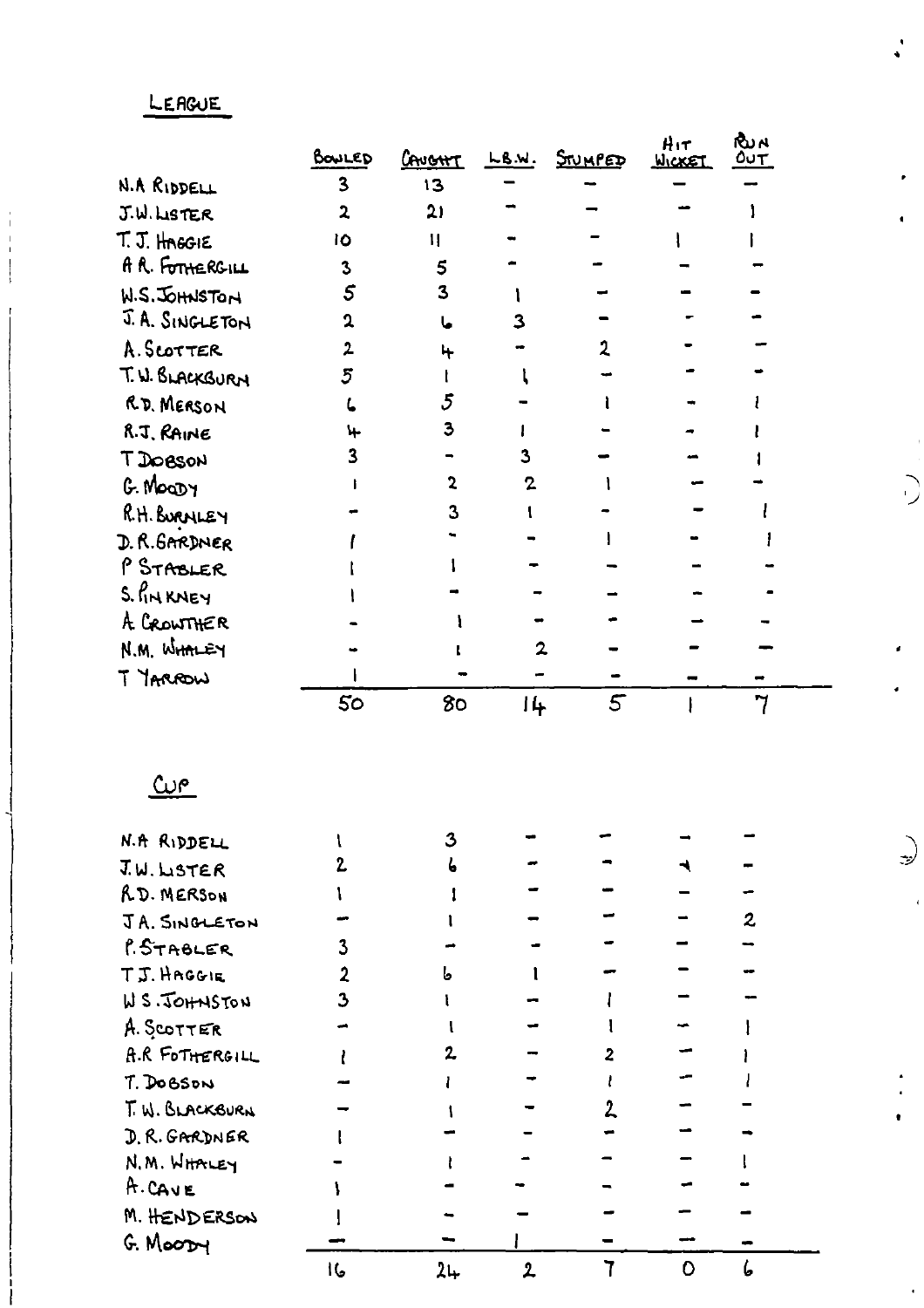## League

| | Bowled | Caught | L.B.W. | Stumped | Hit Wicket | Run Out |
|---|---|---|---|---|---|---|
| N.A Riddell | 3 | 13 | - | - | - | - |
| J.W. Lister | 2 | 21 | - | - | - | 1 |
| T.J. Haggie | 10 | 11 | - | - | 1 | 1 |
| A R. Fothergill | 3 | 5 | - | - | - | - |
| W.S. Johnston | 5 | 3 | 1 | - | - | - |
| J.A. Singleton | 2 | 6 | 3 | - | - | - |
| A. Scotter | 2 | 4 | - | 2 | - | - |
| T.W. Blackburn | 5 | 1 | 1 | - | - | - |
| R.D. Merson | 6 | 5 | - | 1 | - | 1 |
| R.J. Raine | 4 | 3 | 1 | - | - | 1 |
| T Dobson | 3 | - | 3 | - | - | 1 |
| G. Moody | 1 | 2 | 2 | 1 | - | - |
| R.H. Burnley | - | 3 | 1 | - | - | 1 |
| D.R. Gardner | 1 | - | - | 1 | - | 1 |
| P Stabler | 1 | 1 | - | - | - | - |
| S. Pinkney | 1 | - | - | - | - | - |
| A Crowther | - | 1 | - | - | - | - |
| N.M. Whaley | - | 1 | 2 | - | - | - |
| T Yarrow | 1 | - | - | - | - | - |
| | 50 | 80 | 14 | 5 | 1 | 7 |

## Cup

| | Bowled | Caught | L.B.W. | Stumped | Hit Wicket | Run Out |
|---|---|---|---|---|---|---|
| N.A Riddell | 1 | 3 | - | - | - | - |
| J.W. Lister | 2 | 6 | - | - | - | - |
| R.D. Merson | 1 | 1 | - | - | - | - |
| J.A. Singleton | - | 1 | - | - | - | 2 |
| P. Stabler | 3 | - | - | - | - | - |
| T.J. Haggie | 2 | 6 | 1 | - | - | - |
| W.S. Johnston | 3 | 1 | - | 1 | - | - |
| A. Scotter | - | 1 | - | 1 | - | 1 |
| A.R. Fothergill | 1 | 2 | - | 2 | - | 1 |
| T. Dobson | - | 1 | - | 1 | - | 1 |
| T.W. Blackburn | - | 1 | - | 2 | - | - |
| D.R. Gardner | 1 | - | - | - | - | - |
| N.M. Whaley | - | 1 | - | - | - | 1 |
| A. Cave | 1 | - | - | - | - | - |
| M. Henderson | 1 | - | - | - | - | - |
| G. Moody | - | - | 1 | - | - | - |
| | 16 | 24 | 2 | 7 | 0 | 6 |